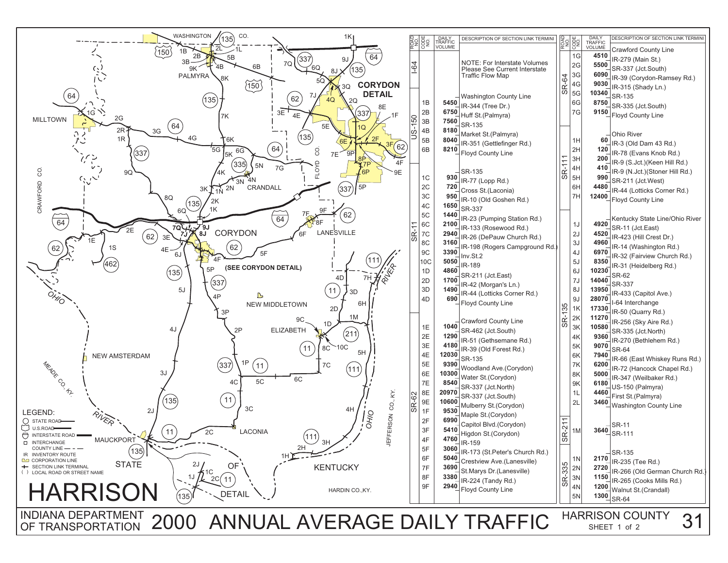# HARRISON

## INDIANA DEPARTMENT OF TRANSPORTATION 2000 ANNUAL AVERAGE DAILY TRAFFIC

### HARRISON COUNTY

SHEET 1 of 2

LEGEND:
- STATE ROAD
- U.S.ROAD
- INTERSTATE ROAD
- INTERCHANGE
- COUNTY LINE
- IR INVENTORY ROUTE
- CORPORATION LINE
- SECTION LINK TERMINAL
- ( ) LOCAL ROAD OR STREET NAME

| ROAD NO. | CODE NO. | DAILY TRAFFIC VOLUME | DESCRIPTION OF SECTION LINK TERMINI |
|---|---|---|---|
| I-64 | | | NOTE: For Interstate Volumes Please See Current Interstate Traffic Flow Map |
| US-150 | | | Washington County Line |
| | 1B | 5450 | IR-344 (Tree Dr.) |
| | 2B | 6750 | Huff St.(Palmyra) |
| | 3B | 7560 | SR-135 |
| | 4B | 8180 | Market St.(Palmyra) |
| | 5B | 8040 | IR-351 (Gettlefinger Rd.) |
| | 6B | 8210 | Floyd County Line |
| SR-11 | | | SR-135 |
| | 1C | 930 | IR-77 (Lopp Rd.) |
| | 2C | 720 | Cross St.(Laconia) |
| | 3C | 950 | IR-10 (Old Goshen Rd.) |
| | 4C | 1650 | SR-337 |
| | 5C | 1440 | IR-23 (Pumping Station Rd.) |
| | 6C | 2100 | IR-133 (Rosewood Rd.) |
| | 7C | 2940 | IR-26 (DePauw Church Rd.) |
| | 8C | 3160 | IR-198 (Rogers Campground Rd.) |
| | 9C | 3390 | Inv.St.2 |
| | 10C | 5050 | IR-189 |
| | 1D | 4860 | SR-211 (Jct.East) |
| | 2D | 1700 | IR-42 (Morgan's Ln.) |
| | 3D | 1490 | IR-44 (Lotticks Corner Rd.) |
| | 4D | 690 | Floyd County Line |
| SR-62 | | | Crawford County Line |
| | 1E | 1040 | SR-462 (Jct.South) |
| | 2E | 1290 | IR-51 (Gethsemane Rd.) |
| | 3E | 4180 | IR-39 (Old Forest Rd.) |
| | 4E | 12030 | SR-135 |
| | 5E | 9390 | Woodland Ave.(Corydon) |
| | 6E | 10300 | Water St.(Corydon) |
| | 7E | 8540 | SR-337 (Jct.North) |
| | 8E | 20970 | SR-337 (Jct.South) |
| | 9E | 10600 | Mulberry St.(Corydon) |
| | 1F | 9530 | Maple St.(Corydon) |
| | 2F | 6990 | Capitol Blvd.(Corydon) |
| | 3F | 5410 | Higdon St.(Corydon) |
| | 4F | 4760 | IR-159 |
| | 5F | 3060 | IR-173 (St.Peter's Church Rd.) |
| | 6F | 5040 | Crestview Ave.(Lanesville) |
| | 7F | 3690 | St.Marys Dr.(Lanesville) |
| | 8F | 3380 | IR-224 (Tandy Rd.) |
| | 9F | 2940 | Floyd County Line |

| ROAD NO. | CODE NO. | DAILY TRAFFIC VOLUME | DESCRIPTION OF SECTION LINK TERMINI |
|---|---|---|---|
| SR-64 | | | Crawford County Line |
| | 1G | 4510 | IR-279 (Main St.) |
| | 2G | 5500 | SR-337 (Jct.South) |
| | 3G | 6090 | IR-39 (Corydon-Ramsey Rd.) |
| | 4G | 9030 | IR-315 (Shady Ln.) |
| | 5G | 10340 | SR-135 |
| | 6G | 8750 | SR-335 (Jct.South) |
| | 7G | 9150 | Floyd County Line |
| SR-111 | | | Ohio River |
| | 1H | 60 | IR-3 (Old Dam 43 Rd.) |
| | 2H | 120 | IR-78 (Evans Knob Rd.) |
| | 3H | 200 | IR-9 (S.Jct.)(Keen Hill Rd.) |
| | 4H | 410 | IR-9 (N.Jct.)(Stoner Hill Rd.) |
| | 5H | 990 | SR-211 (Jct.West) |
| | 6H | 4480 | IR-44 (Lotticks Corner Rd.) |
| | 7H | 12400 | Floyd County Line |
| SR-135 | | | Kentucky State Line/Ohio River |
| | 1J | 4920 | SR-11 (Jct.East) |
| | 2J | 4520 | IR-423 (Hill Crest Dr.) |
| | 3J | 4960 | IR-14 (Washington Rd.) |
| | 4J | 6970 | IR-32 (Fairview Church Rd.) |
| | 5J | 8350 | IR-31 (Heidelberg Rd.) |
| | 6J | 10230 | SR-62 |
| | 7J | 14040 | SR-337 |
| | 8J | 13950 | IR-433 (Capitol Ave.) |
| | 9J | 28070 | I-64 Interchange |
| | 1K | 17330 | IR-50 (Quarry Rd.) |
| | 2K | 11270 | IR-256 (Sky Aire Rd.) |
| | 3K | 10580 | SR-335 (Jct.North) |
| | 4K | 9360 | IR-270 (Bethlehem Rd.) |
| | 5K | 9070 | SR-64 |
| | 6K | 7940 | IR-66 (East Whiskey Runs Rd.) |
| | 7K | 6200 | IR-72 (Hancock Chapel Rd.) |
| | 8K | 5000 | IR-347 (Weilbaker Rd.) |
| | 9K | 6180 | US-150 (Palmyra) |
| | 1L | 4460 | First St.(Palmyra) |
| | 2L | 3460 | Washington County Line |
| SR-211 | | | SR-11 |
| | 1M | 3640 | SR-111 |
| SR-335 | | | SR-135 |
| | 1N | 2170 | IR-235 (Tee Rd.) |
| | 2N | 2720 | IR-266 (Old German Church Rd.) |
| | 3N | 1150 | IR-265 (Cooks Mills Rd.) |
| | 4N | 1200 | Walnut St.(Crandall) |
| | 5N | 1300 | SR-64 |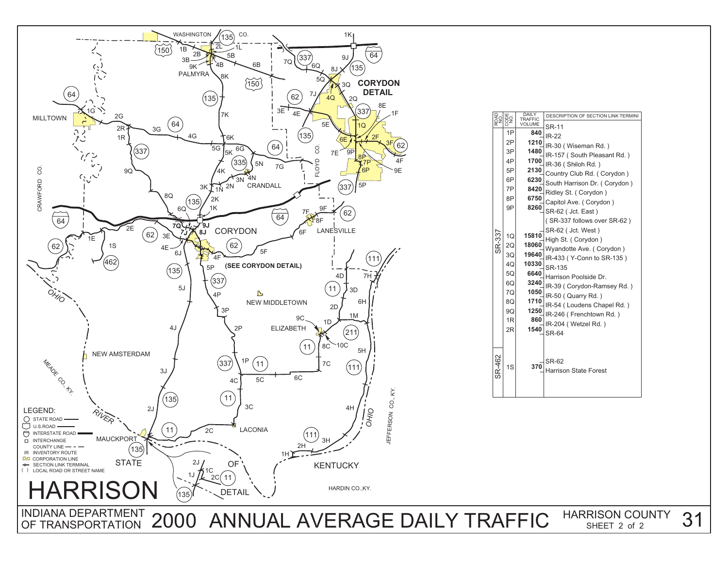# 2000 ANNUAL AVERAGE DAILY TRAFFIC

INDIANA DEPARTMENT OF TRANSPORTATION

HARRISON COUNTY
SHEET 2 of 2

HARRISON

| ROAD NO. | CODE NO. | DAILY TRAFFIC VOLUME | DESCRIPTION OF SECTION LINK TERMINI |
|---|---|---|---|
| SR-337 | | | SR-11 |
| | 1P | 840 | IR-22 |
| | 2P | 1210 | IR-30 ( Wiseman Rd. ) |
| | 3P | 1480 | IR-157 ( South Pleasant Rd. ) |
| | 4P | 1700 | IR-36 ( Shiloh Rd. ) |
| | 5P | 2130 | Country Club Rd. ( Corydon ) |
| | 6P | 6230 | South Harrison Dr. ( Corydon ) |
| | 7P | 8420 | Ridley St. ( Corydon ) |
| | 8P | 6750 | Capitol Ave. ( Corydon ) |
| | 9P | 8260 | SR-62 ( Jct. East ) |
| | | | ( SR-337 follows over SR-62 ) |
| | | | SR-62 ( Jct. West ) |
| | 1Q | 15810 | High St. ( Corydon ) |
| | 2Q | 18060 | Wyandotte Ave. ( Corydon ) |
| | 3Q | 19640 | IR-433 ( Y-Conn to SR-135 ) |
| | 4Q | 10330 | SR-135 |
| | 5Q | 6640 | Harrison Poolside Dr. |
| | 6Q | 3240 | IR-39 ( Corydon-Ramsey Rd. ) |
| | 7Q | 1050 | IR-50 ( Quarry Rd. ) |
| | 8Q | 1710 | IR-54 ( Loudens Chapel Rd. ) |
| | 9Q | 1250 | IR-246 ( Frenchtown Rd. ) |
| | 1R | 860 | IR-204 ( Wetzel Rd. ) |
| | 2R | 1540 | SR-64 |
| SR-462 | | | SR-62 |
| | 1S | 370 | Harrison State Forest |

WASHINGTON CO.
CRAWFORD CO.
FLOYD CO.
MEADE CO., KY.
JEFFERSON CO., KY.
HARDIN CO., KY.
KENTUCKY
OHIO RIVER
STATE OF
DETAIL
CORYDON DETAIL
(SEE CORYDON DETAIL)

PALMYRA
MILLTOWN
CRANDALL
CORYDON
LANESVILLE
NEW MIDDLETOWN
ELIZABETH
NEW AMSTERDAM
LACONIA
MAUCKPORT

LEGEND:
STATE ROAD
U.S.ROAD
INTERSTATE ROAD
INTERCHANGE
COUNTY LINE
IR INVENTORY ROUTE
CORPORATION LINE
SECTION LINK TERMINAL
( ) LOCAL ROAD OR STREET NAME